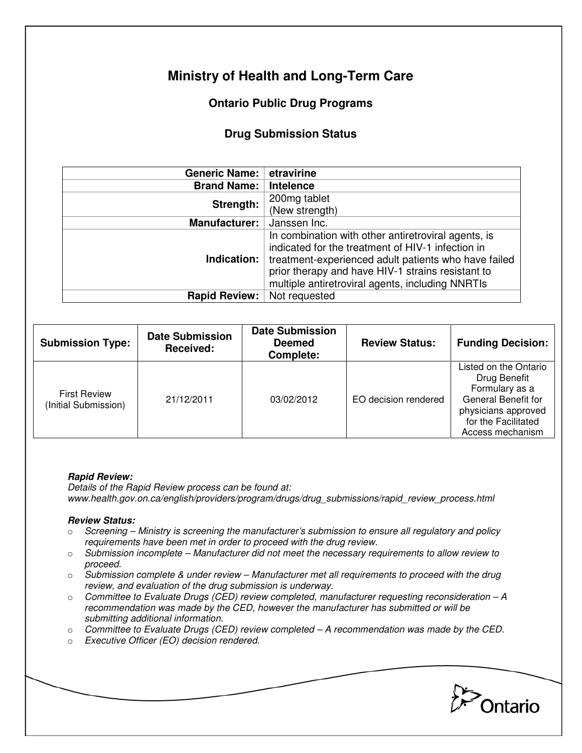# Ministry of Health and Long-Term Care

## Ontario Public Drug Programs

### Drug Submission Status

| | |
|---|---|
| **Generic Name:** | **etravirine** |
| **Brand Name:** | **Intelence** |
| **Strength:** | 200mg tablet (New strength) |
| **Manufacturer:** | Janssen Inc. |
| **Indication:** | In combination with other antiretroviral agents, is indicated for the treatment of HIV-1 infection in treatment-experienced adult patients who have failed prior therapy and have HIV-1 strains resistant to multiple antiretroviral agents, including NNRTIs |
| **Rapid Review:** | Not requested |

| Submission Type: | Date Submission Received: | Date Submission Deemed Complete: | Review Status: | Funding Decision: |
|---|---|---|---|---|
| First Review (Initial Submission) | 21/12/2011 | 03/02/2012 | EO decision rendered | Listed on the Ontario Drug Benefit Formulary as a General Benefit for physicians approved for the Facilitated Access mechanism |

***Rapid Review:***
*Details of the Rapid Review process can be found at:*
*www.health.gov.on.ca/english/providers/program/drugs/drug_submissions/rapid_review_process.html*

***Review Status:***
- *Screening – Ministry is screening the manufacturer's submission to ensure all regulatory and policy requirements have been met in order to proceed with the drug review.*
- *Submission incomplete – Manufacturer did not meet the necessary requirements to allow review to proceed.*
- *Submission complete & under review – Manufacturer met all requirements to proceed with the drug review, and evaluation of the drug submission is underway.*
- *Committee to Evaluate Drugs (CED) review completed, manufacturer requesting reconsideration – A recommendation was made by the CED, however the manufacturer has submitted or will be submitting additional information.*
- *Committee to Evaluate Drugs (CED) review completed – A recommendation was made by the CED.*
- *Executive Officer (EO) decision rendered.*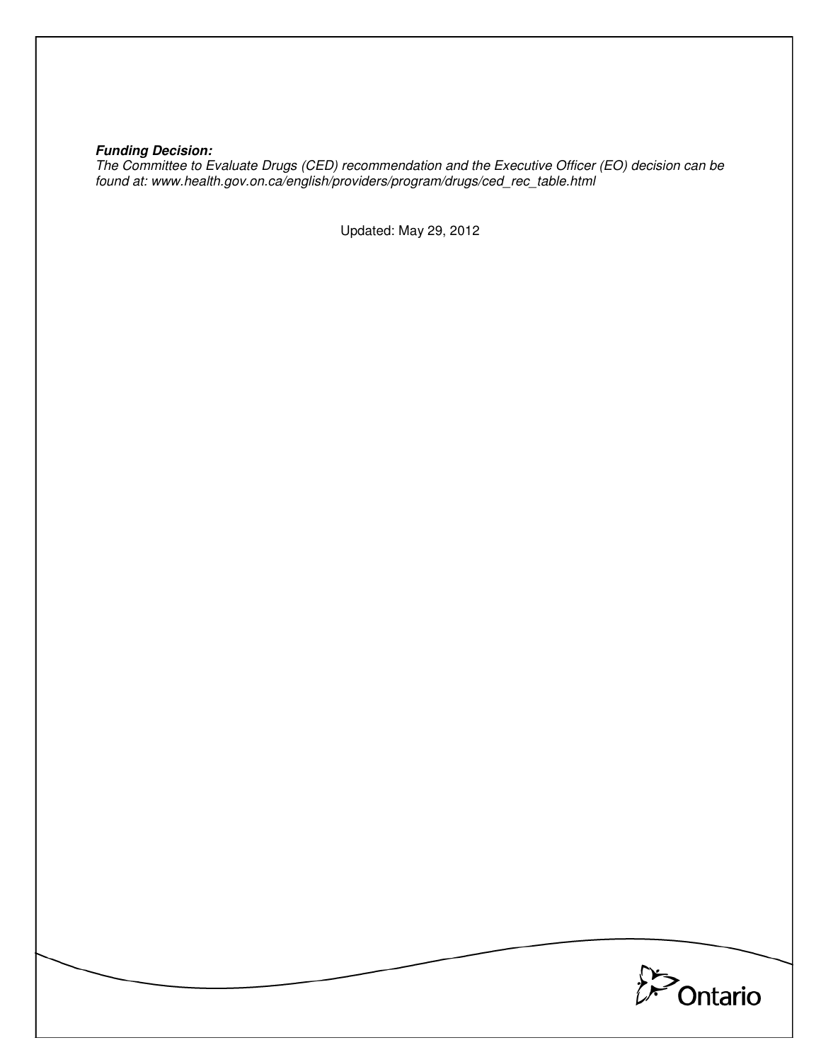***Funding Decision:***
*The Committee to Evaluate Drugs (CED) recommendation and the Executive Officer (EO) decision can be found at: www.health.gov.on.ca/english/providers/program/drugs/ced_rec_table.html*

Updated: May 29, 2012